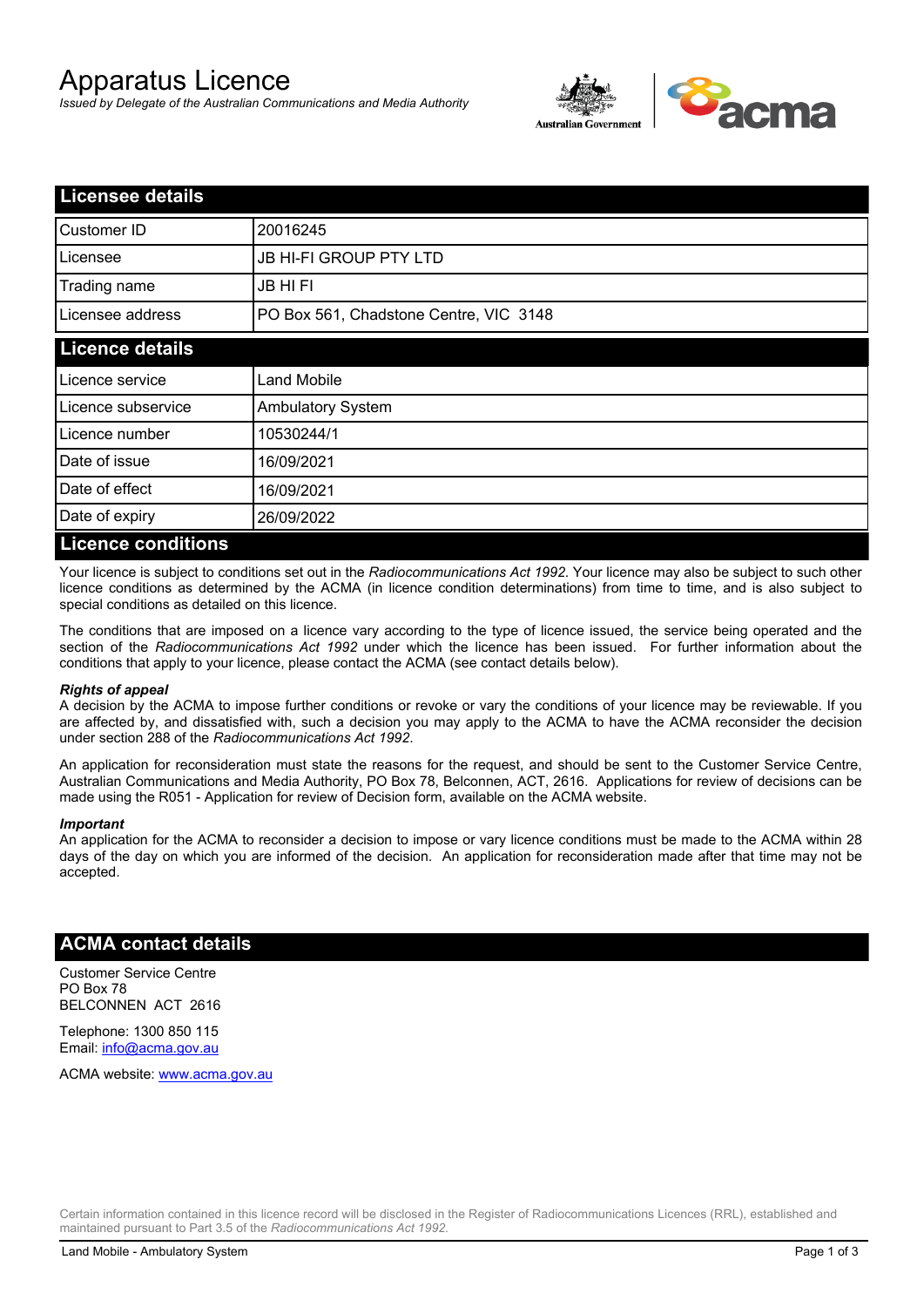# Apparatus Licence

*Issued by Delegate of the Australian Communications and Media Authority*

## Licensee details

| | |
|---|---|
| Customer ID | 20016245 |
| Licensee | JB HI-FI GROUP PTY LTD |
| Trading name | JB HI FI |
| Licensee address | PO Box 561, Chadstone Centre, VIC 3148 |

## Licence details

| | |
|---|---|
| Licence service | Land Mobile |
| Licence subservice | Ambulatory System |
| Licence number | 10530244/1 |
| Date of issue | 16/09/2021 |
| Date of effect | 16/09/2021 |
| Date of expiry | 26/09/2022 |

## Licence conditions

Your licence is subject to conditions set out in the *Radiocommunications Act 1992*. Your licence may also be subject to such other licence conditions as determined by the ACMA (in licence condition determinations) from time to time, and is also subject to special conditions as detailed on this licence.

The conditions that are imposed on a licence vary according to the type of licence issued, the service being operated and the section of the *Radiocommunications Act 1992* under which the licence has been issued. For further information about the conditions that apply to your licence, please contact the ACMA (see contact details below).

***Rights of appeal***

A decision by the ACMA to impose further conditions or revoke or vary the conditions of your licence may be reviewable. If you are affected by, and dissatisfied with, such a decision you may apply to the ACMA to have the ACMA reconsider the decision under section 288 of the *Radiocommunications Act 1992*.

An application for reconsideration must state the reasons for the request, and should be sent to the Customer Service Centre, Australian Communications and Media Authority, PO Box 78, Belconnen, ACT, 2616. Applications for review of decisions can be made using the R051 - Application for review of Decision form, available on the ACMA website.

***Important***

An application for the ACMA to reconsider a decision to impose or vary licence conditions must be made to the ACMA within 28 days of the day on which you are informed of the decision. An application for reconsideration made after that time may not be accepted.

## ACMA contact details

Customer Service Centre
PO Box 78
BELCONNEN ACT 2616

Telephone: 1300 850 115
Email: info@acma.gov.au

ACMA website: www.acma.gov.au

Certain information contained in this licence record will be disclosed in the Register of Radiocommunications Licences (RRL), established and maintained pursuant to Part 3.5 of the *Radiocommunications Act 1992*.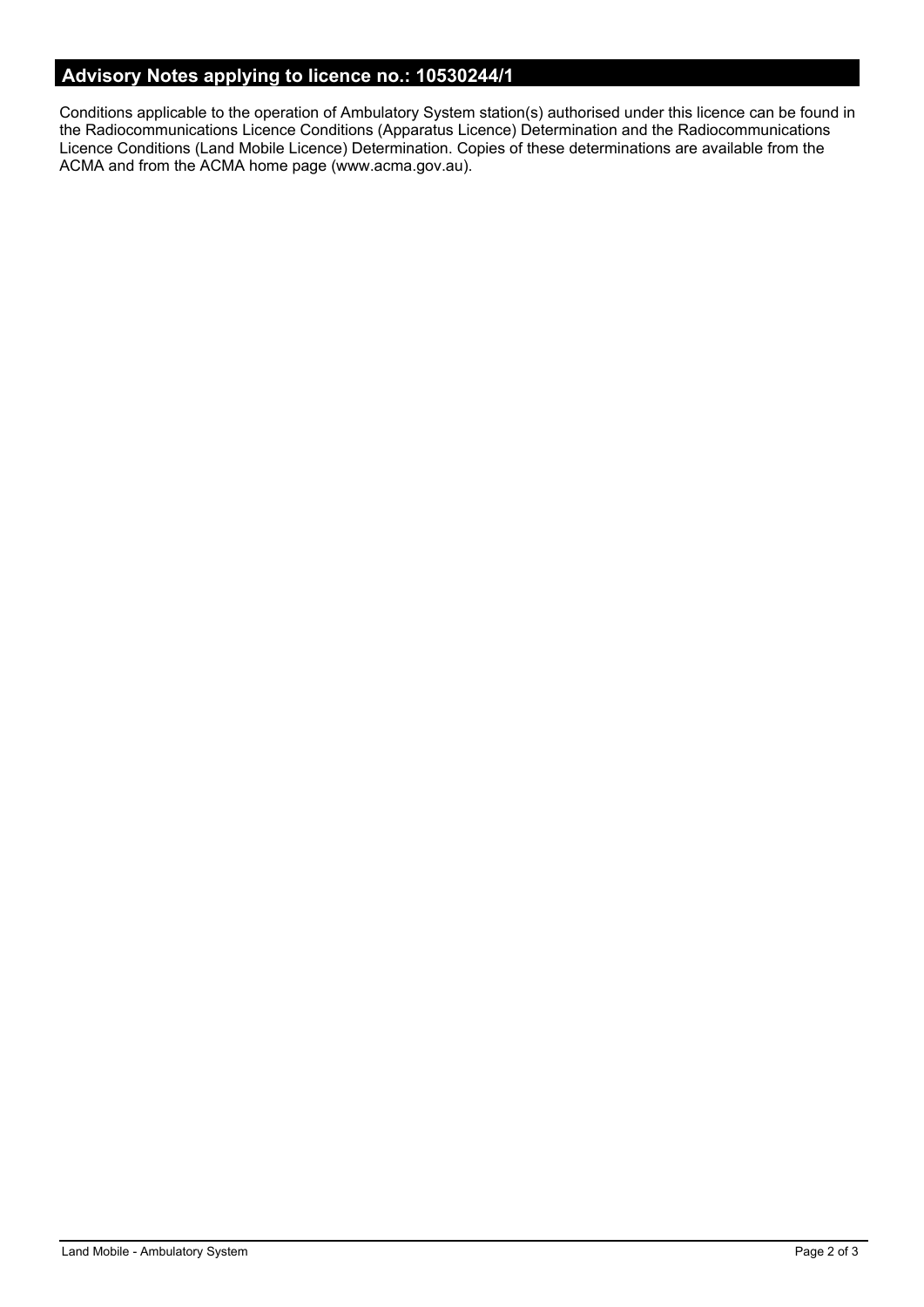## Advisory Notes applying to licence no.: 10530244/1

Conditions applicable to the operation of Ambulatory System station(s) authorised under this licence can be found in the Radiocommunications Licence Conditions (Apparatus Licence) Determination and the Radiocommunications Licence Conditions (Land Mobile Licence) Determination. Copies of these determinations are available from the ACMA and from the ACMA home page (www.acma.gov.au).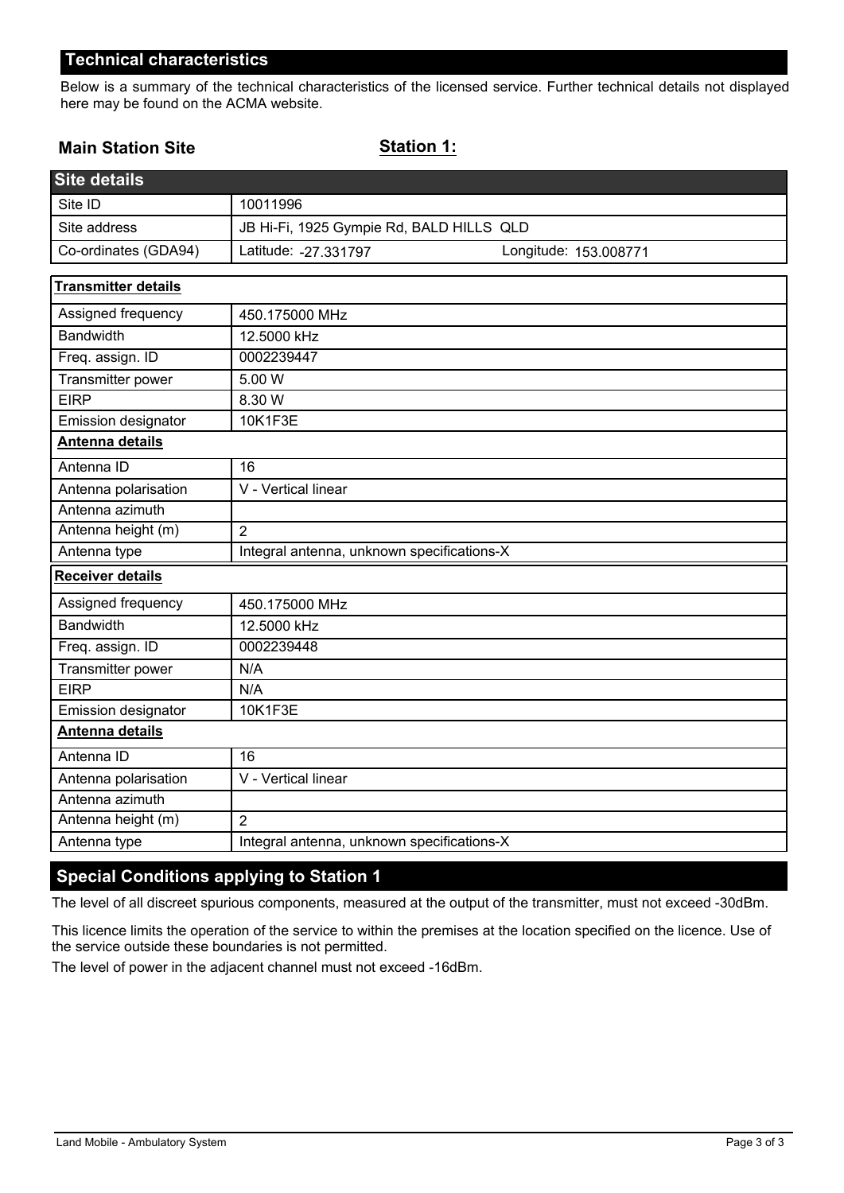## Technical characteristics

Below is a summary of the technical characteristics of the licensed service. Further technical details not displayed here may be found on the ACMA website.

**Main Station Site** **Station 1:**

| Site details | |
|---|---|
| Site ID | 10011996 |
| Site address | JB Hi-Fi, 1925 Gympie Rd, BALD HILLS QLD |
| Co-ordinates (GDA94) | Latitude: -27.331797 Longitude: 153.008771 |

| **Transmitter details** | |
|---|---|
| Assigned frequency | 450.175000 MHz |
| Bandwidth | 12.5000 kHz |
| Freq. assign. ID | 0002239447 |
| Transmitter power | 5.00 W |
| EIRP | 8.30 W |
| Emission designator | 10K1F3E |
| **Antenna details** | |
| Antenna ID | 16 |
| Antenna polarisation | V - Vertical linear |
| Antenna azimuth | |
| Antenna height (m) | 2 |
| Antenna type | Integral antenna, unknown specifications-X |
| **Receiver details** | |
| Assigned frequency | 450.175000 MHz |
| Bandwidth | 12.5000 kHz |
| Freq. assign. ID | 0002239448 |
| Transmitter power | N/A |
| EIRP | N/A |
| Emission designator | 10K1F3E |
| **Antenna details** | |
| Antenna ID | 16 |
| Antenna polarisation | V - Vertical linear |
| Antenna azimuth | |
| Antenna height (m) | 2 |
| Antenna type | Integral antenna, unknown specifications-X |

## Special Conditions applying to Station 1

The level of all discreet spurious components, measured at the output of the transmitter, must not exceed -30dBm.

This licence limits the operation of the service to within the premises at the location specified on the licence. Use of the service outside these boundaries is not permitted.

The level of power in the adjacent channel must not exceed -16dBm.

Land Mobile - Ambulatory System